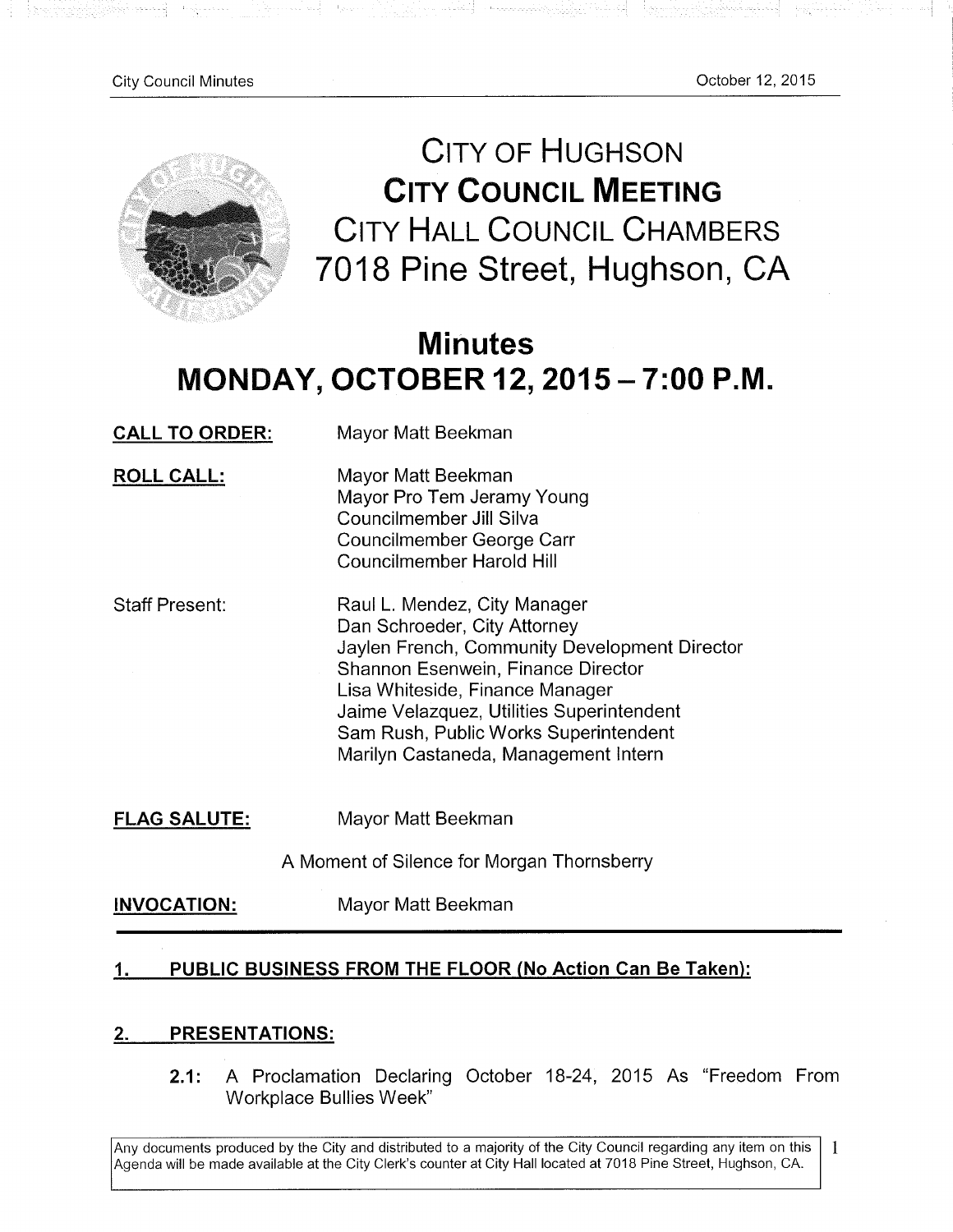# CITY OF HUGHSON
## CITY COUNCIL MEETING
### CITY HALL COUNCIL CHAMBERS
### 7018 Pine Street, Hughson, CA

## Minutes
## MONDAY, OCTOBER 12, 2015 – 7:00 P.M.

**CALL TO ORDER:** Mayor Matt Beekman

**ROLL CALL:**
Mayor Matt Beekman
Mayor Pro Tem Jeramy Young
Councilmember Jill Silva
Councilmember George Carr
Councilmember Harold Hill

Staff Present:
Raul L. Mendez, City Manager
Dan Schroeder, City Attorney
Jaylen French, Community Development Director
Shannon Esenwein, Finance Director
Lisa Whiteside, Finance Manager
Jaime Velazquez, Utilities Superintendent
Sam Rush, Public Works Superintendent
Marilyn Castaneda, Management Intern

**FLAG SALUTE:** Mayor Matt Beekman

A Moment of Silence for Morgan Thornsberry

**INVOCATION:** Mayor Matt Beekman

---

## 1. PUBLIC BUSINESS FROM THE FLOOR (No Action Can Be Taken):

## 2. PRESENTATIONS:

**2.1:** A Proclamation Declaring October 18-24, 2015 As "Freedom From Workplace Bullies Week"

Any documents produced by the City and distributed to a majority of the City Council regarding any item on this Agenda will be made available at the City Clerk's counter at City Hall located at 7018 Pine Street, Hughson, CA.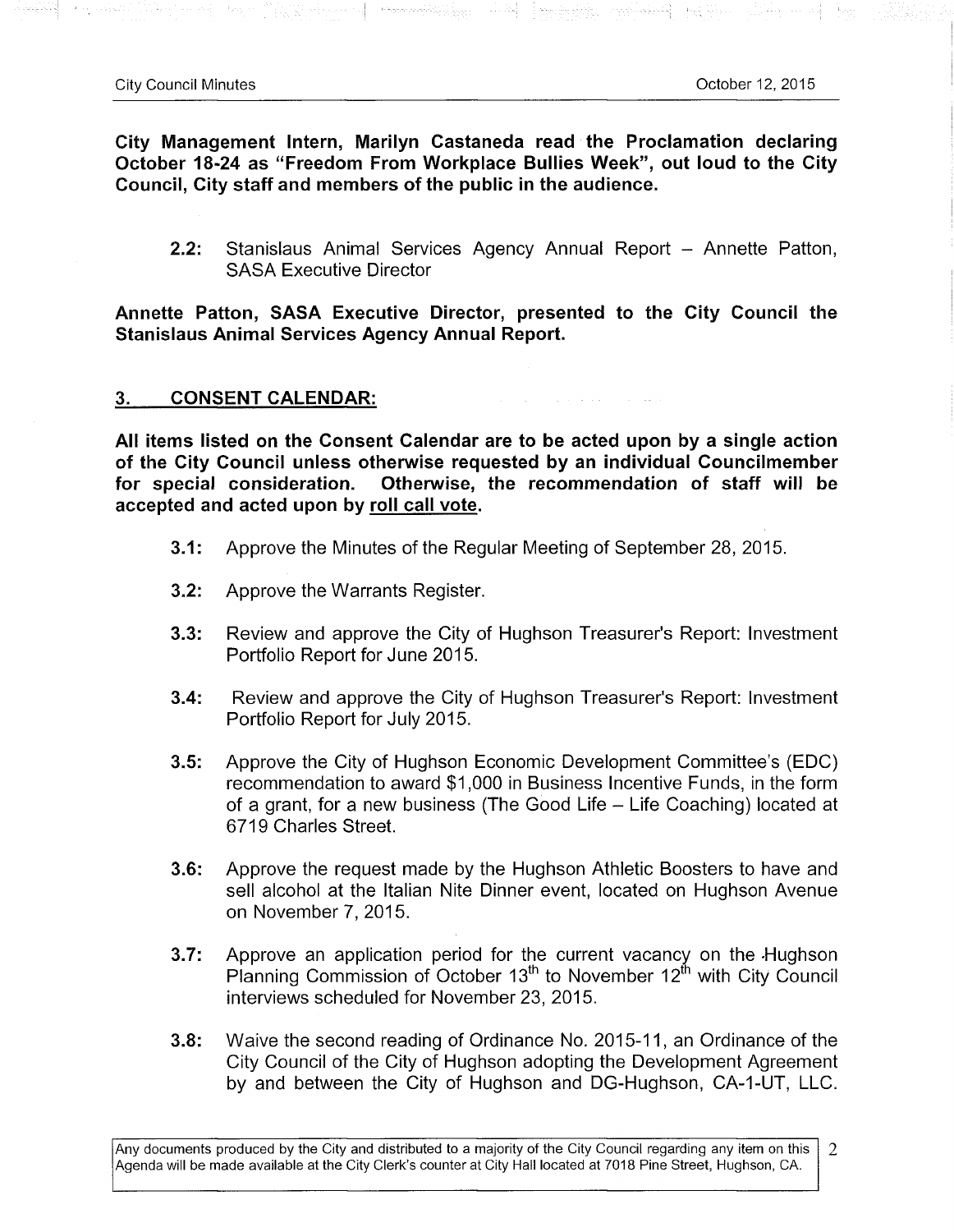**City Management Intern, Marilyn Castaneda read the Proclamation declaring October 18-24 as "Freedom From Workplace Bullies Week", out loud to the City Council, City staff and members of the public in the audience.**

**2.2:** Stanislaus Animal Services Agency Annual Report – Annette Patton, SASA Executive Director

**Annette Patton, SASA Executive Director, presented to the City Council the Stanislaus Animal Services Agency Annual Report.**

## 3. CONSENT CALENDAR:

**All items listed on the Consent Calendar are to be acted upon by a single action of the City Council unless otherwise requested by an individual Councilmember for special consideration. Otherwise, the recommendation of staff will be accepted and acted upon by roll call vote.**

**3.1:** Approve the Minutes of the Regular Meeting of September 28, 2015.

**3.2:** Approve the Warrants Register.

**3.3:** Review and approve the City of Hughson Treasurer's Report: Investment Portfolio Report for June 2015.

**3.4:** Review and approve the City of Hughson Treasurer's Report: Investment Portfolio Report for July 2015.

**3.5:** Approve the City of Hughson Economic Development Committee's (EDC) recommendation to award $1,000 in Business Incentive Funds, in the form of a grant, for a new business (The Good Life – Life Coaching) located at 6719 Charles Street.

**3.6:** Approve the request made by the Hughson Athletic Boosters to have and sell alcohol at the Italian Nite Dinner event, located on Hughson Avenue on November 7, 2015.

**3.7:** Approve an application period for the current vacancy on the Hughson Planning Commission of October 13th to November 12th with City Council interviews scheduled for November 23, 2015.

**3.8:** Waive the second reading of Ordinance No. 2015-11, an Ordinance of the City Council of the City of Hughson adopting the Development Agreement by and between the City of Hughson and DG-Hughson, CA-1-UT, LLC.

Any documents produced by the City and distributed to a majority of the City Council regarding any item on this Agenda will be made available at the City Clerk's counter at City Hall located at 7018 Pine Street, Hughson, CA.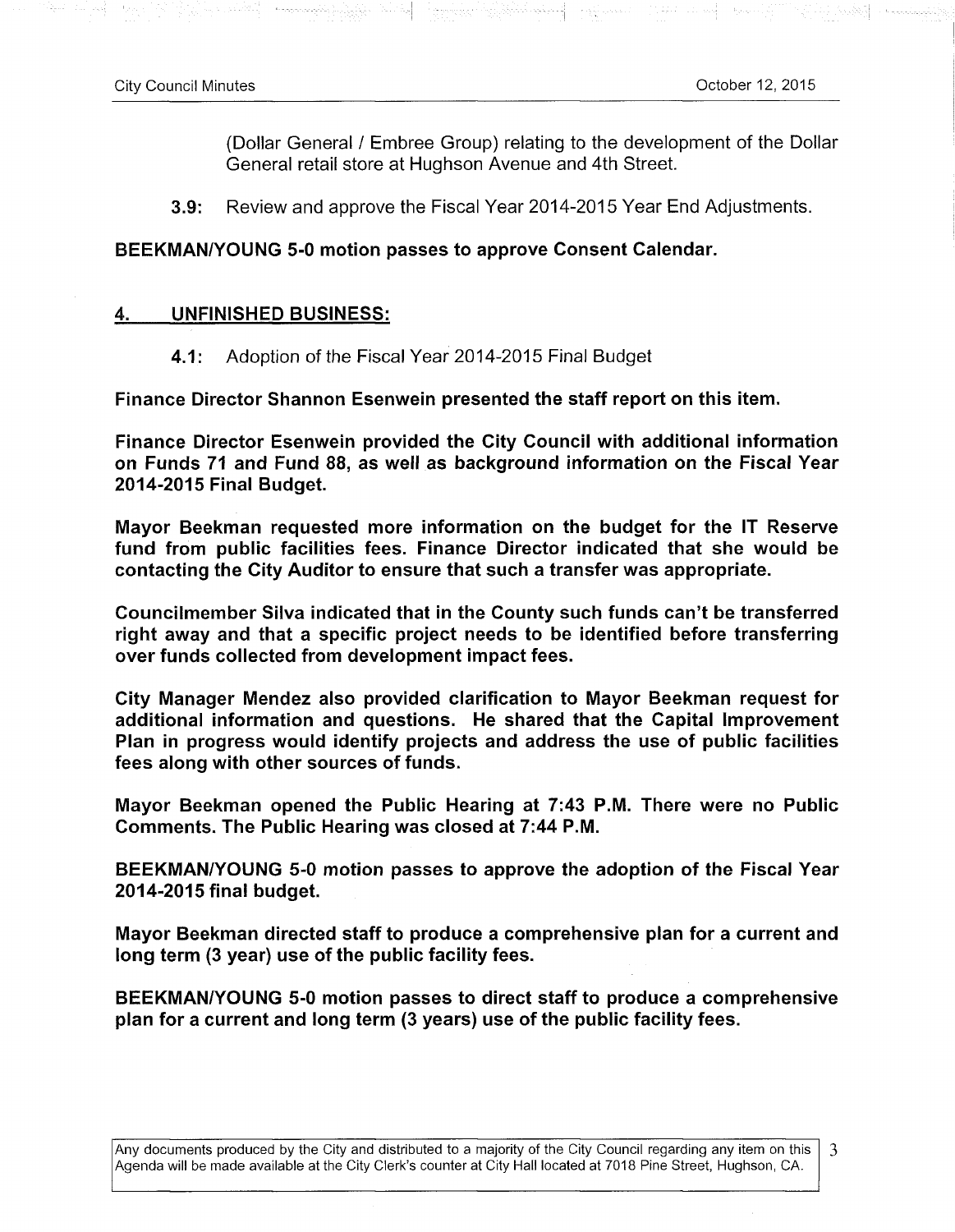(Dollar General / Embree Group) relating to the development of the Dollar General retail store at Hughson Avenue and 4th Street.

**3.9:** Review and approve the Fiscal Year 2014-2015 Year End Adjustments.

**BEEKMAN/YOUNG 5-0 motion passes to approve Consent Calendar.**

## 4. UNFINISHED BUSINESS:

**4.1:** Adoption of the Fiscal Year 2014-2015 Final Budget

**Finance Director Shannon Esenwein presented the staff report on this item.**

**Finance Director Esenwein provided the City Council with additional information on Funds 71 and Fund 88, as well as background information on the Fiscal Year 2014-2015 Final Budget.**

**Mayor Beekman requested more information on the budget for the IT Reserve fund from public facilities fees. Finance Director indicated that she would be contacting the City Auditor to ensure that such a transfer was appropriate.**

**Councilmember Silva indicated that in the County such funds can't be transferred right away and that a specific project needs to be identified before transferring over funds collected from development impact fees.**

**City Manager Mendez also provided clarification to Mayor Beekman request for additional information and questions. He shared that the Capital Improvement Plan in progress would identify projects and address the use of public facilities fees along with other sources of funds.**

**Mayor Beekman opened the Public Hearing at 7:43 P.M. There were no Public Comments. The Public Hearing was closed at 7:44 P.M.**

**BEEKMAN/YOUNG 5-0 motion passes to approve the adoption of the Fiscal Year 2014-2015 final budget.**

**Mayor Beekman directed staff to produce a comprehensive plan for a current and long term (3 year) use of the public facility fees.**

**BEEKMAN/YOUNG 5-0 motion passes to direct staff to produce a comprehensive plan for a current and long term (3 years) use of the public facility fees.**

Any documents produced by the City and distributed to a majority of the City Council regarding any item on this Agenda will be made available at the City Clerk's counter at City Hall located at 7018 Pine Street, Hughson, CA.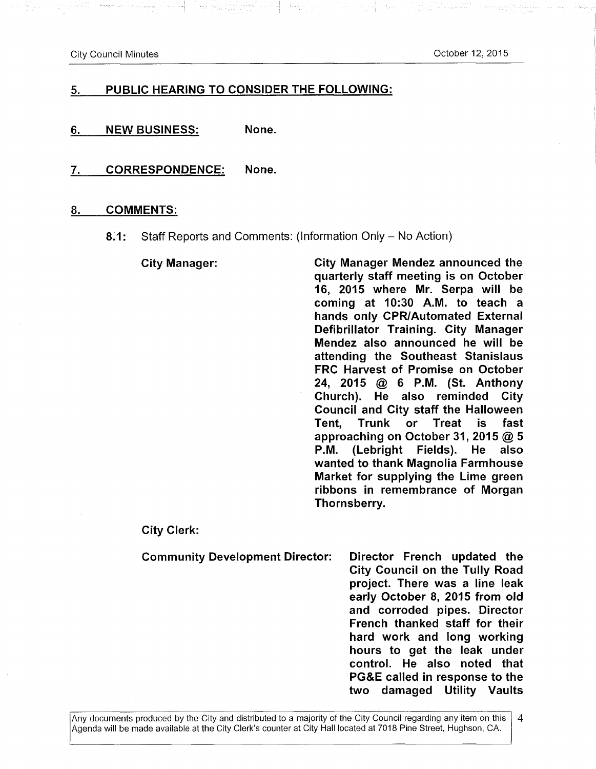## 5. PUBLIC HEARING TO CONSIDER THE FOLLOWING:

## 6. NEW BUSINESS: None.

## 7. CORRESPONDENCE: None.

## 8. COMMENTS:

**8.1:** Staff Reports and Comments: (Information Only – No Action)

**City Manager:** **City Manager Mendez announced the quarterly staff meeting is on October 16, 2015 where Mr. Serpa will be coming at 10:30 A.M. to teach a hands only CPR/Automated External Defibrillator Training. City Manager Mendez also announced he will be attending the Southeast Stanislaus FRC Harvest of Promise on October 24, 2015 @ 6 P.M. (St. Anthony Church). He also reminded City Council and City staff the Halloween Tent, Trunk or Treat is fast approaching on October 31, 2015 @ 5 P.M. (Lebright Fields). He also wanted to thank Magnolia Farmhouse Market for supplying the Lime green ribbons in remembrance of Morgan Thornsberry.**

**City Clerk:**

**Community Development Director:** **Director French updated the City Council on the Tully Road project. There was a line leak early October 8, 2015 from old and corroded pipes. Director French thanked staff for their hard work and long working hours to get the leak under control. He also noted that PG&E called in response to the two damaged Utility Vaults**

Any documents produced by the City and distributed to a majority of the City Council regarding any item on this Agenda will be made available at the City Clerk's counter at City Hall located at 7018 Pine Street, Hughson, CA.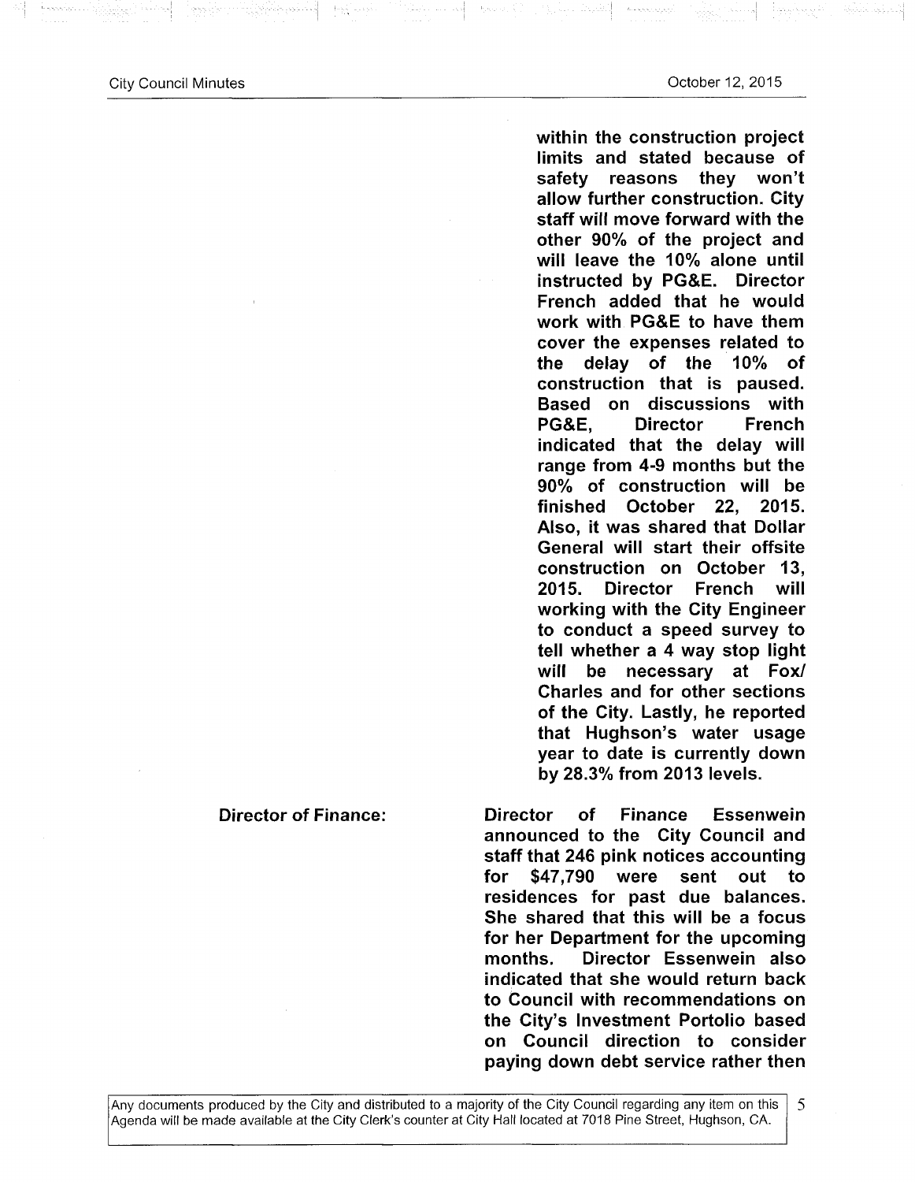**within the construction project limits and stated because of safety reasons they won't allow further construction. City staff will move forward with the other 90% of the project and will leave the 10% alone until instructed by PG&E. Director French added that he would work with PG&E to have them cover the expenses related to the delay of the 10% of construction that is paused. Based on discussions with PG&E, Director French indicated that the delay will range from 4-9 months but the 90% of construction will be finished October 22, 2015. Also, it was shared that Dollar General will start their offsite construction on October 13, 2015. Director French will working with the City Engineer to conduct a speed survey to tell whether a 4 way stop light will be necessary at Fox/ Charles and for other sections of the City. Lastly, he reported that Hughson's water usage year to date is currently down by 28.3% from 2013 levels.**

**Director of Finance:**

**Director of Finance Essenwein announced to the City Council and staff that 246 pink notices accounting for $47,790 were sent out to residences for past due balances. She shared that this will be a focus for her Department for the upcoming months. Director Essenwein also indicated that she would return back to Council with recommendations on the City's Investment Portolio based on Council direction to consider paying down debt service rather then**

Any documents produced by the City and distributed to a majority of the City Council regarding any item on this Agenda will be made available at the City Clerk's counter at City Hall located at 7018 Pine Street, Hughson, CA.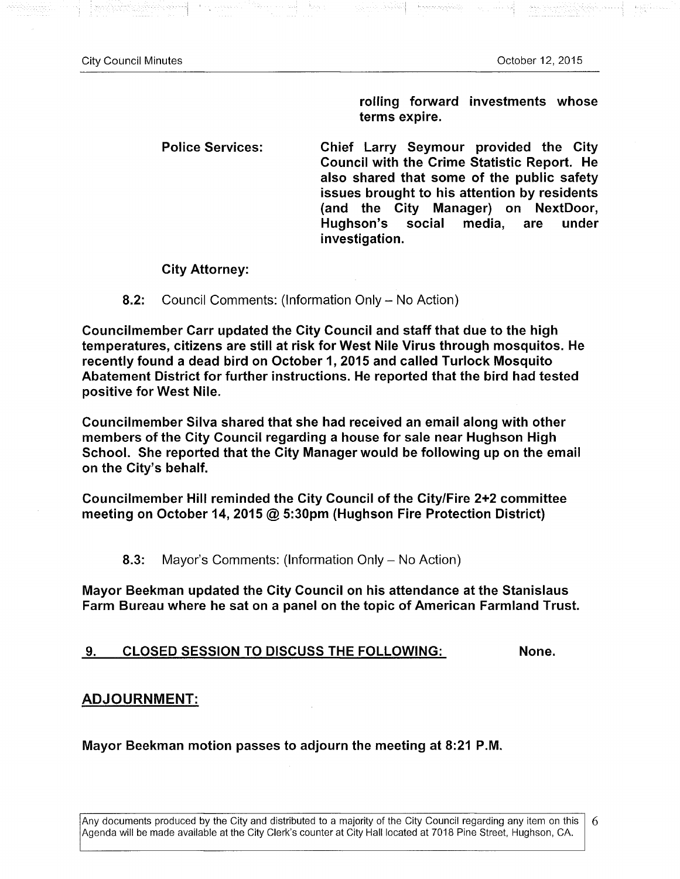**rolling forward investments whose terms expire.**

**Police Services:** **Chief Larry Seymour provided the City Council with the Crime Statistic Report. He also shared that some of the public safety issues brought to his attention by residents (and the City Manager) on NextDoor, Hughson's social media, are under investigation.**

**City Attorney:**

**8.2:** Council Comments: (Information Only – No Action)

**Councilmember Carr updated the City Council and staff that due to the high temperatures, citizens are still at risk for West Nile Virus through mosquitos. He recently found a dead bird on October 1, 2015 and called Turlock Mosquito Abatement District for further instructions. He reported that the bird had tested positive for West Nile.**

**Councilmember Silva shared that she had received an email along with other members of the City Council regarding a house for sale near Hughson High School. She reported that the City Manager would be following up on the email on the City's behalf.**

**Councilmember Hill reminded the City Council of the City/Fire 2+2 committee meeting on October 14, 2015 @ 5:30pm (Hughson Fire Protection District)**

**8.3:** Mayor's Comments: (Information Only – No Action)

**Mayor Beekman updated the City Council on his attendance at the Stanislaus Farm Bureau where he sat on a panel on the topic of American Farmland Trust.**

## 9. CLOSED SESSION TO DISCUSS THE FOLLOWING: None.

## ADJOURNMENT:

**Mayor Beekman motion passes to adjourn the meeting at 8:21 P.M.**

Any documents produced by the City and distributed to a majority of the City Council regarding any item on this Agenda will be made available at the City Clerk's counter at City Hall located at 7018 Pine Street, Hughson, CA.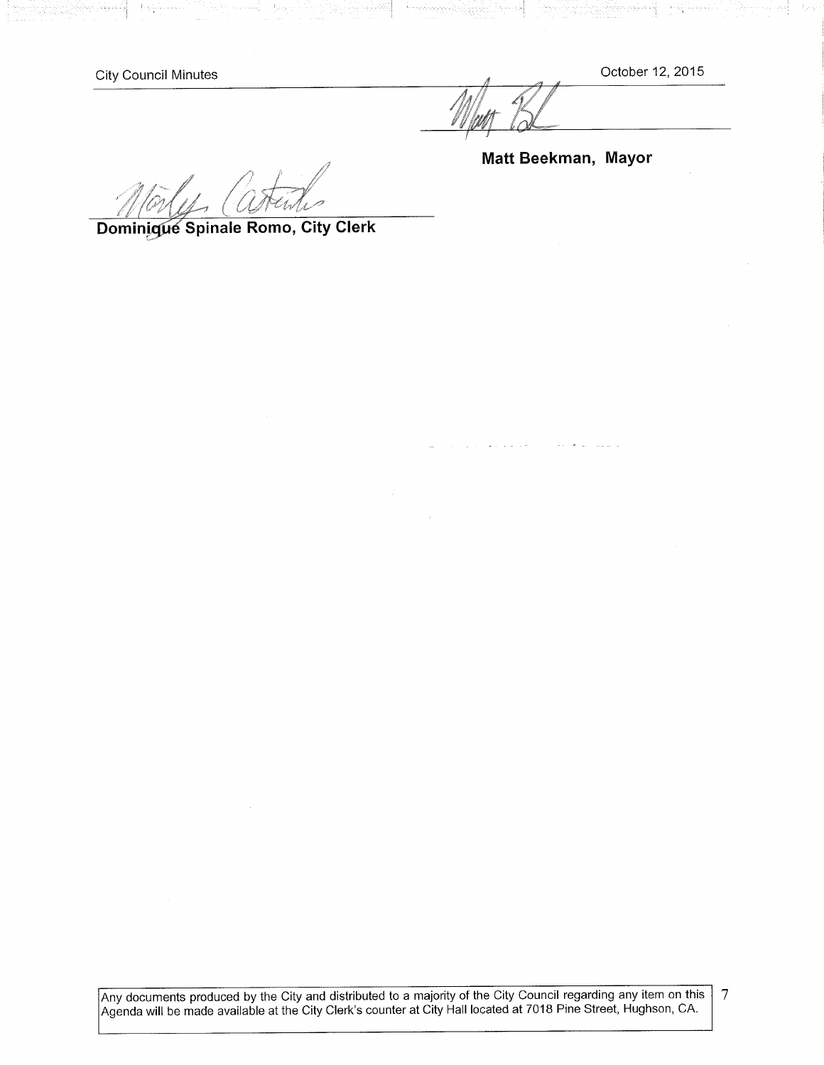Matt Beekman, Mayor

Dominique Spinale Romo, City Clerk

Any documents produced by the City and distributed to a majority of the City Council regarding any item on this Agenda will be made available at the City Clerk's counter at City Hall located at 7018 Pine Street, Hughson, CA.